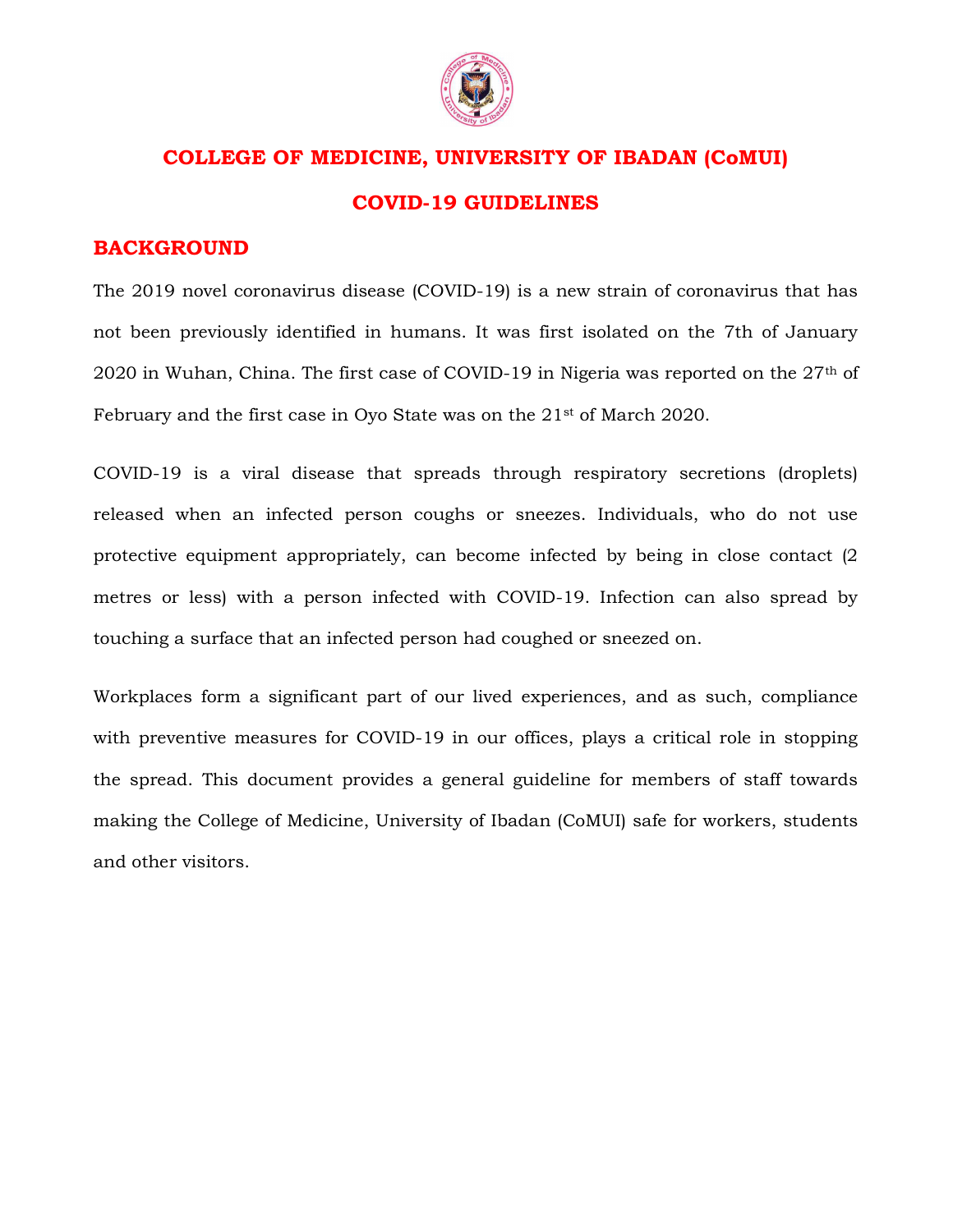# COLLEGE OF MEDICINE, UNIVERSITY OF IBADAN (CoMUI)

# COVID-19 GUIDELINES

## BACKGROUND

The 2019 novel coronavirus disease (COVID-19) is a new strain of coronavirus that has not been previously identified in humans. It was first isolated on the 7th of January 2020 in Wuhan, China. The first case of COVID-19 in Nigeria was reported on the 27th of February and the first case in Oyo State was on the 21st of March 2020.

COVID-19 is a viral disease that spreads through respiratory secretions (droplets) released when an infected person coughs or sneezes. Individuals, who do not use protective equipment appropriately, can become infected by being in close contact (2 metres or less) with a person infected with COVID-19. Infection can also spread by touching a surface that an infected person had coughed or sneezed on.

Workplaces form a significant part of our lived experiences, and as such, compliance with preventive measures for COVID-19 in our offices, plays a critical role in stopping the spread. This document provides a general guideline for members of staff towards making the College of Medicine, University of Ibadan (CoMUI) safe for workers, students and other visitors.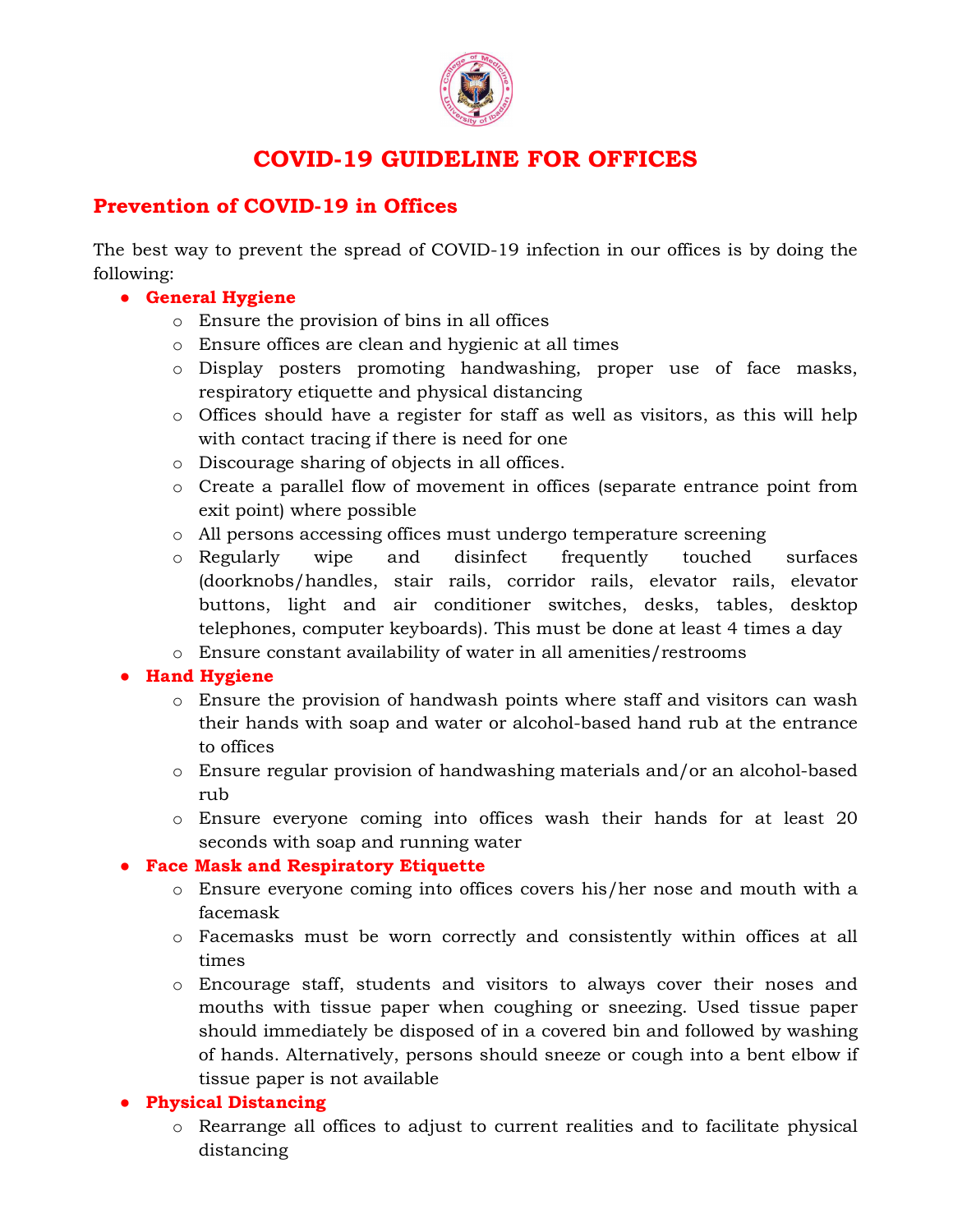# COVID-19 GUIDELINE FOR OFFICES

## Prevention of COVID-19 in Offices

The best way to prevent the spread of COVID-19 infection in our offices is by doing the following:

- **General Hygiene**
  - Ensure the provision of bins in all offices
  - Ensure offices are clean and hygienic at all times
  - Display posters promoting handwashing, proper use of face masks, respiratory etiquette and physical distancing
  - Offices should have a register for staff as well as visitors, as this will help with contact tracing if there is need for one
  - Discourage sharing of objects in all offices.
  - Create a parallel flow of movement in offices (separate entrance point from exit point) where possible
  - All persons accessing offices must undergo temperature screening
  - Regularly wipe and disinfect frequently touched surfaces (doorknobs/handles, stair rails, corridor rails, elevator rails, elevator buttons, light and air conditioner switches, desks, tables, desktop telephones, computer keyboards). This must be done at least 4 times a day
  - Ensure constant availability of water in all amenities/restrooms
- **Hand Hygiene**
  - Ensure the provision of handwash points where staff and visitors can wash their hands with soap and water or alcohol-based hand rub at the entrance to offices
  - Ensure regular provision of handwashing materials and/or an alcohol-based rub
  - Ensure everyone coming into offices wash their hands for at least 20 seconds with soap and running water
- **Face Mask and Respiratory Etiquette**
  - Ensure everyone coming into offices covers his/her nose and mouth with a facemask
  - Facemasks must be worn correctly and consistently within offices at all times
  - Encourage staff, students and visitors to always cover their noses and mouths with tissue paper when coughing or sneezing. Used tissue paper should immediately be disposed of in a covered bin and followed by washing of hands. Alternatively, persons should sneeze or cough into a bent elbow if tissue paper is not available
- **Physical Distancing**
  - Rearrange all offices to adjust to current realities and to facilitate physical distancing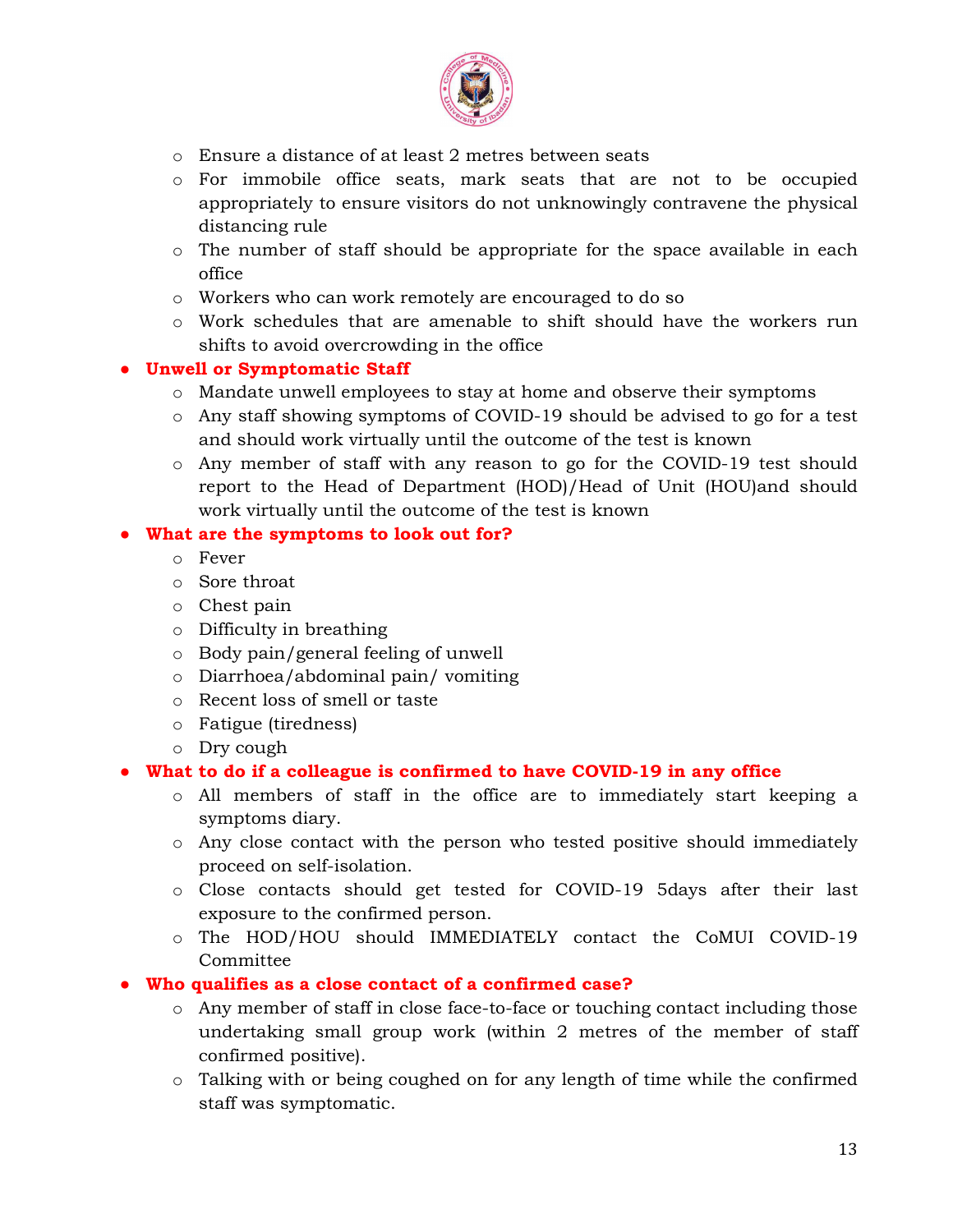- Ensure a distance of at least 2 metres between seats
- For immobile office seats, mark seats that are not to be occupied appropriately to ensure visitors do not unknowingly contravene the physical distancing rule
- The number of staff should be appropriate for the space available in each office
- Workers who can work remotely are encouraged to do so
- Work schedules that are amenable to shift should have the workers run shifts to avoid overcrowding in the office

- **Unwell or Symptomatic Staff**
  - Mandate unwell employees to stay at home and observe their symptoms
  - Any staff showing symptoms of COVID-19 should be advised to go for a test and should work virtually until the outcome of the test is known
  - Any member of staff with any reason to go for the COVID-19 test should report to the Head of Department (HOD)/Head of Unit (HOU)and should work virtually until the outcome of the test is known
- **What are the symptoms to look out for?**
  - Fever
  - Sore throat
  - Chest pain
  - Difficulty in breathing
  - Body pain/general feeling of unwell
  - Diarrhoea/abdominal pain/ vomiting
  - Recent loss of smell or taste
  - Fatigue (tiredness)
  - Dry cough
- **What to do if a colleague is confirmed to have COVID-19 in any office**
  - All members of staff in the office are to immediately start keeping a symptoms diary.
  - Any close contact with the person who tested positive should immediately proceed on self-isolation.
  - Close contacts should get tested for COVID-19 5days after their last exposure to the confirmed person.
  - The HOD/HOU should IMMEDIATELY contact the CoMUI COVID-19 Committee
- **Who qualifies as a close contact of a confirmed case?**
  - Any member of staff in close face-to-face or touching contact including those undertaking small group work (within 2 metres of the member of staff confirmed positive).
  - Talking with or being coughed on for any length of time while the confirmed staff was symptomatic.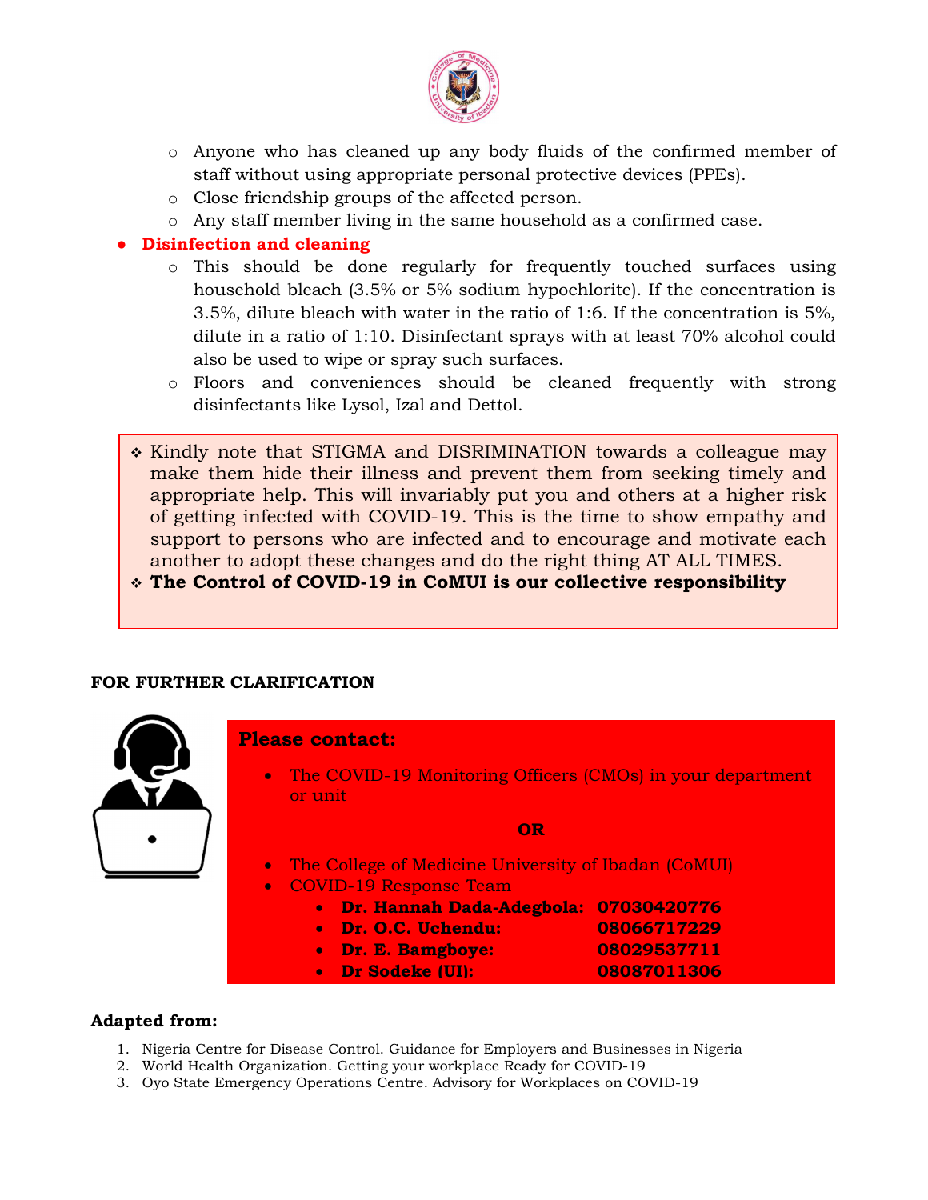- Anyone who has cleaned up any body fluids of the confirmed member of staff without using appropriate personal protective devices (PPEs).
- Close friendship groups of the affected person.
- Any staff member living in the same household as a confirmed case.

- **Disinfection and cleaning**
  - This should be done regularly for frequently touched surfaces using household bleach (3.5% or 5% sodium hypochlorite). If the concentration is 3.5%, dilute bleach with water in the ratio of 1:6. If the concentration is 5%, dilute in a ratio of 1:10. Disinfectant sprays with at least 70% alcohol could also be used to wipe or spray such surfaces.
  - Floors and conveniences should be cleaned frequently with strong disinfectants like Lysol, Izal and Dettol.

> ❖ Kindly note that STIGMA and DISRIMINATION towards a colleague may make them hide their illness and prevent them from seeking timely and appropriate help. This will invariably put you and others at a higher risk of getting infected with COVID-19. This is the time to show empathy and support to persons who are infected and to encourage and motivate each another to adopt these changes and do the right thing AT ALL TIMES.
>
> ❖ **The Control of COVID-19 in CoMUI is our collective responsibility**

**FOR FURTHER CLARIFICATION**

**Please contact:**

- The COVID-19 Monitoring Officers (CMOs) in your department or unit

**OR**

- The College of Medicine University of Ibadan (CoMUI)
- COVID-19 Response Team
  - **Dr. Hannah Dada-Adegbola: 07030420776**
  - **Dr. O.C. Uchendu: 08066717229**
  - **Dr. E. Bamgboye: 08029537711**
  - **Dr Sodeke (UI): 08087011306**

**Adapted from:**

1. Nigeria Centre for Disease Control. Guidance for Employers and Businesses in Nigeria
2. World Health Organization. Getting your workplace Ready for COVID-19
3. Oyo State Emergency Operations Centre. Advisory for Workplaces on COVID-19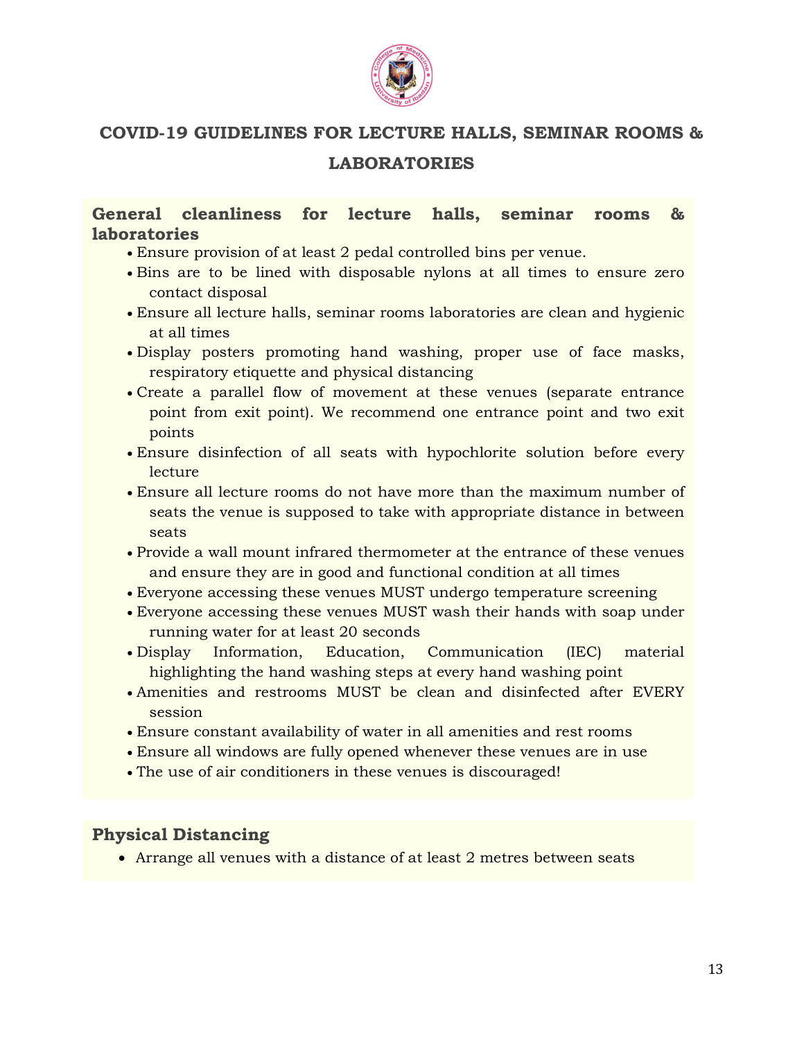# COVID-19 GUIDELINES FOR LECTURE HALLS, SEMINAR ROOMS & LABORATORIES

## General cleanliness for lecture halls, seminar rooms & laboratories

- Ensure provision of at least 2 pedal controlled bins per venue.
- Bins are to be lined with disposable nylons at all times to ensure zero contact disposal
- Ensure all lecture halls, seminar rooms laboratories are clean and hygienic at all times
- Display posters promoting hand washing, proper use of face masks, respiratory etiquette and physical distancing
- Create a parallel flow of movement at these venues (separate entrance point from exit point). We recommend one entrance point and two exit points
- Ensure disinfection of all seats with hypochlorite solution before every lecture
- Ensure all lecture rooms do not have more than the maximum number of seats the venue is supposed to take with appropriate distance in between seats
- Provide a wall mount infrared thermometer at the entrance of these venues and ensure they are in good and functional condition at all times
- Everyone accessing these venues MUST undergo temperature screening
- Everyone accessing these venues MUST wash their hands with soap under running water for at least 20 seconds
- Display Information, Education, Communication (IEC) material highlighting the hand washing steps at every hand washing point
- Amenities and restrooms MUST be clean and disinfected after EVERY session
- Ensure constant availability of water in all amenities and rest rooms
- Ensure all windows are fully opened whenever these venues are in use
- The use of air conditioners in these venues is discouraged!

## Physical Distancing

- Arrange all venues with a distance of at least 2 metres between seats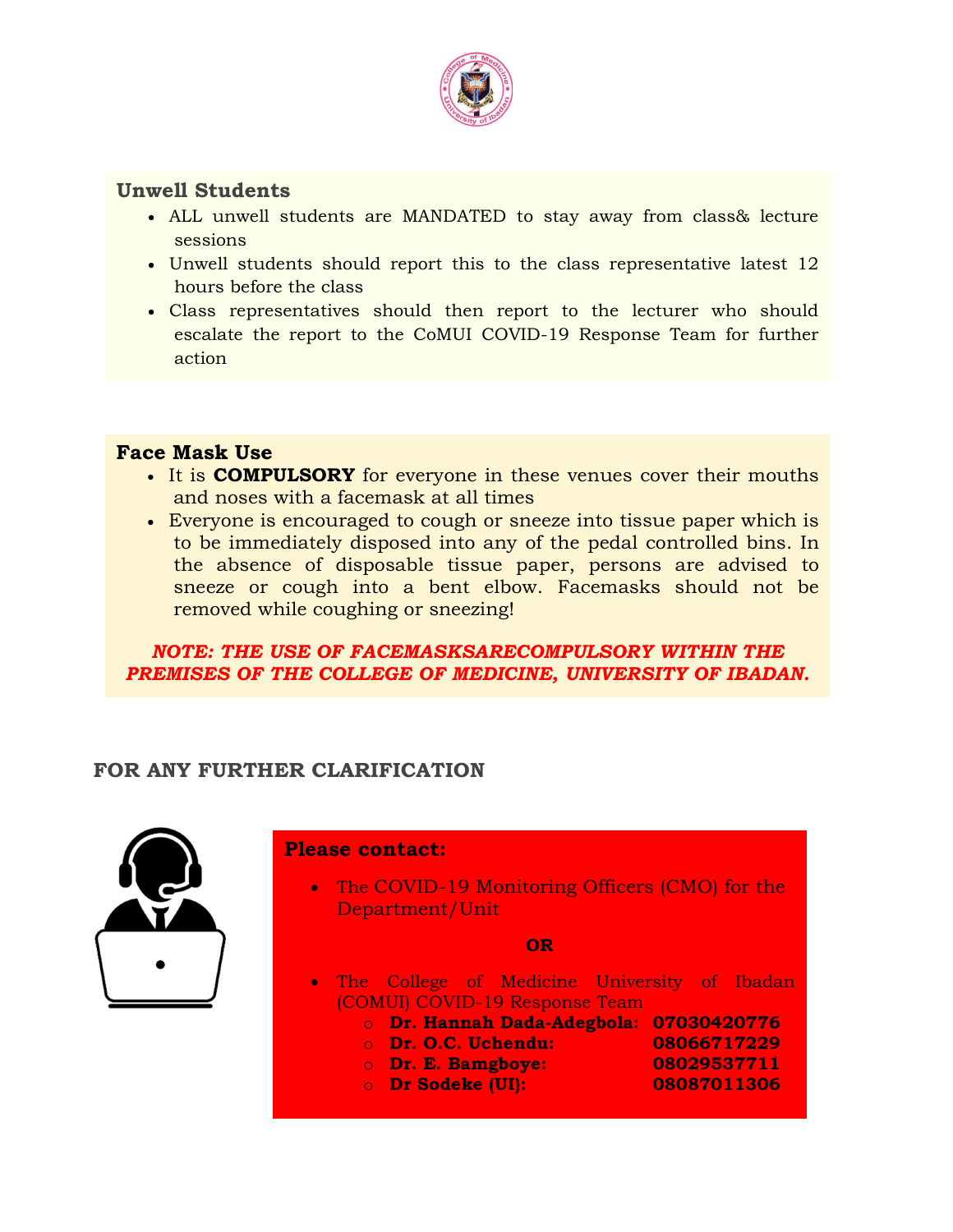## Unwell Students

- ALL unwell students are MANDATED to stay away from class& lecture sessions
- Unwell students should report this to the class representative latest 12 hours before the class
- Class representatives should then report to the lecturer who should escalate the report to the CoMUI COVID-19 Response Team for further action

## Face Mask Use

- It is **COMPULSORY** for everyone in these venues cover their mouths and noses with a facemask at all times
- Everyone is encouraged to cough or sneeze into tissue paper which is to be immediately disposed into any of the pedal controlled bins. In the absence of disposable tissue paper, persons are advised to sneeze or cough into a bent elbow. Facemasks should not be removed while coughing or sneezing!

***NOTE: THE USE OF FACEMASKSARECOMPULSORY WITHIN THE PREMISES OF THE COLLEGE OF MEDICINE, UNIVERSITY OF IBADAN.***

## FOR ANY FURTHER CLARIFICATION

**Please contact:**

- The COVID-19 Monitoring Officers (CMO) for the Department/Unit

**OR**

- The College of Medicine University of Ibadan (COMUI) COVID-19 Response Team
  - **Dr. Hannah Dada-Adegbola: 07030420776**
  - **Dr. O.C. Uchendu: 08066717229**
  - **Dr. E. Bamgboye: 08029537711**
  - **Dr Sodeke (UI): 08087011306**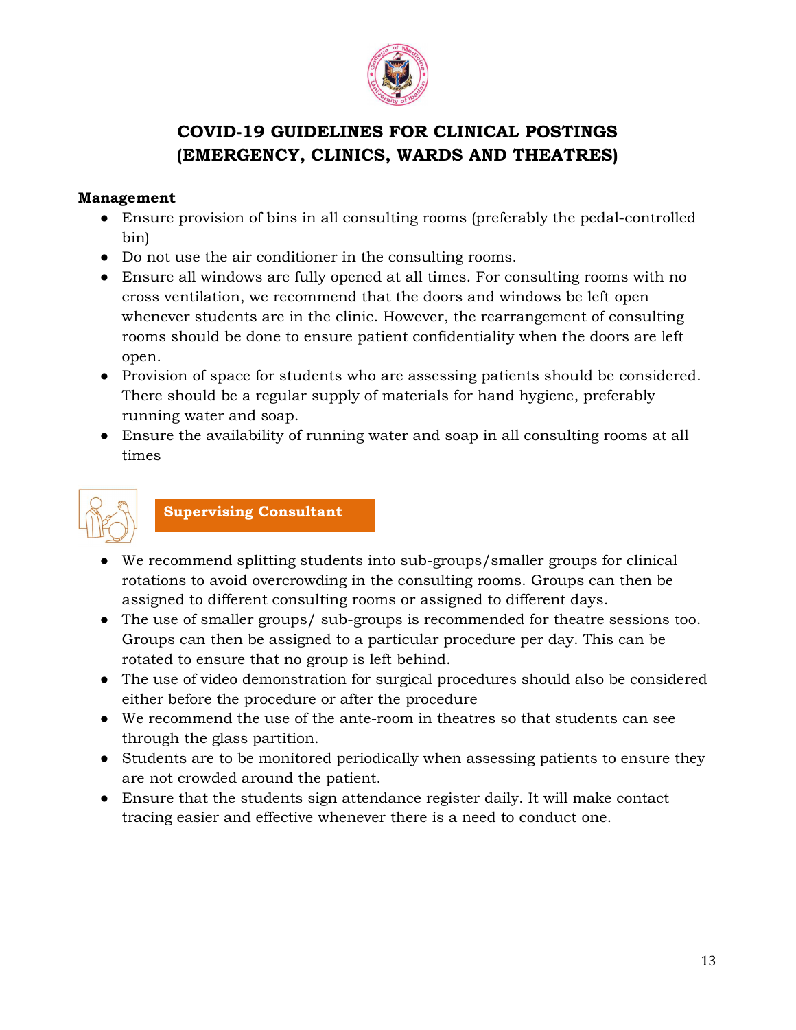# COVID-19 GUIDELINES FOR CLINICAL POSTINGS (EMERGENCY, CLINICS, WARDS AND THEATRES)

**Management**

- Ensure provision of bins in all consulting rooms (preferably the pedal-controlled bin)
- Do not use the air conditioner in the consulting rooms.
- Ensure all windows are fully opened at all times. For consulting rooms with no cross ventilation, we recommend that the doors and windows be left open whenever students are in the clinic. However, the rearrangement of consulting rooms should be done to ensure patient confidentiality when the doors are left open.
- Provision of space for students who are assessing patients should be considered. There should be a regular supply of materials for hand hygiene, preferably running water and soap.
- Ensure the availability of running water and soap in all consulting rooms at all times

## Supervising Consultant

- We recommend splitting students into sub-groups/smaller groups for clinical rotations to avoid overcrowding in the consulting rooms. Groups can then be assigned to different consulting rooms or assigned to different days.
- The use of smaller groups/ sub-groups is recommended for theatre sessions too. Groups can then be assigned to a particular procedure per day. This can be rotated to ensure that no group is left behind.
- The use of video demonstration for surgical procedures should also be considered either before the procedure or after the procedure
- We recommend the use of the ante-room in theatres so that students can see through the glass partition.
- Students are to be monitored periodically when assessing patients to ensure they are not crowded around the patient.
- Ensure that the students sign attendance register daily. It will make contact tracing easier and effective whenever there is a need to conduct one.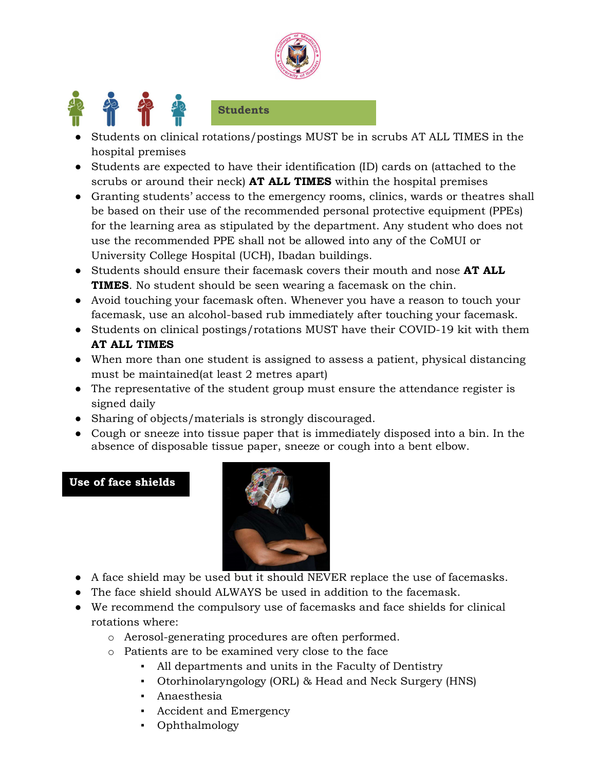## Students

- Students on clinical rotations/postings MUST be in scrubs AT ALL TIMES in the hospital premises
- Students are expected to have their identification (ID) cards on (attached to the scrubs or around their neck) **AT ALL TIMES** within the hospital premises
- Granting students' access to the emergency rooms, clinics, wards or theatres shall be based on their use of the recommended personal protective equipment (PPEs) for the learning area as stipulated by the department. Any student who does not use the recommended PPE shall not be allowed into any of the CoMUI or University College Hospital (UCH), Ibadan buildings.
- Students should ensure their facemask covers their mouth and nose **AT ALL TIMES**. No student should be seen wearing a facemask on the chin.
- Avoid touching your facemask often. Whenever you have a reason to touch your facemask, use an alcohol-based rub immediately after touching your facemask.
- Students on clinical postings/rotations MUST have their COVID-19 kit with them **AT ALL TIMES**
- When more than one student is assigned to assess a patient, physical distancing must be maintained(at least 2 metres apart)
- The representative of the student group must ensure the attendance register is signed daily
- Sharing of objects/materials is strongly discouraged.
- Cough or sneeze into tissue paper that is immediately disposed into a bin. In the absence of disposable tissue paper, sneeze or cough into a bent elbow.

## Use of face shields

- A face shield may be used but it should NEVER replace the use of facemasks.
- The face shield should ALWAYS be used in addition to the facemask.
- We recommend the compulsory use of facemasks and face shields for clinical rotations where:
  - Aerosol-generating procedures are often performed.
  - Patients are to be examined very close to the face
    - All departments and units in the Faculty of Dentistry
    - Otorhinolaryngology (ORL) & Head and Neck Surgery (HNS)
    - Anaesthesia
    - Accident and Emergency
    - Ophthalmology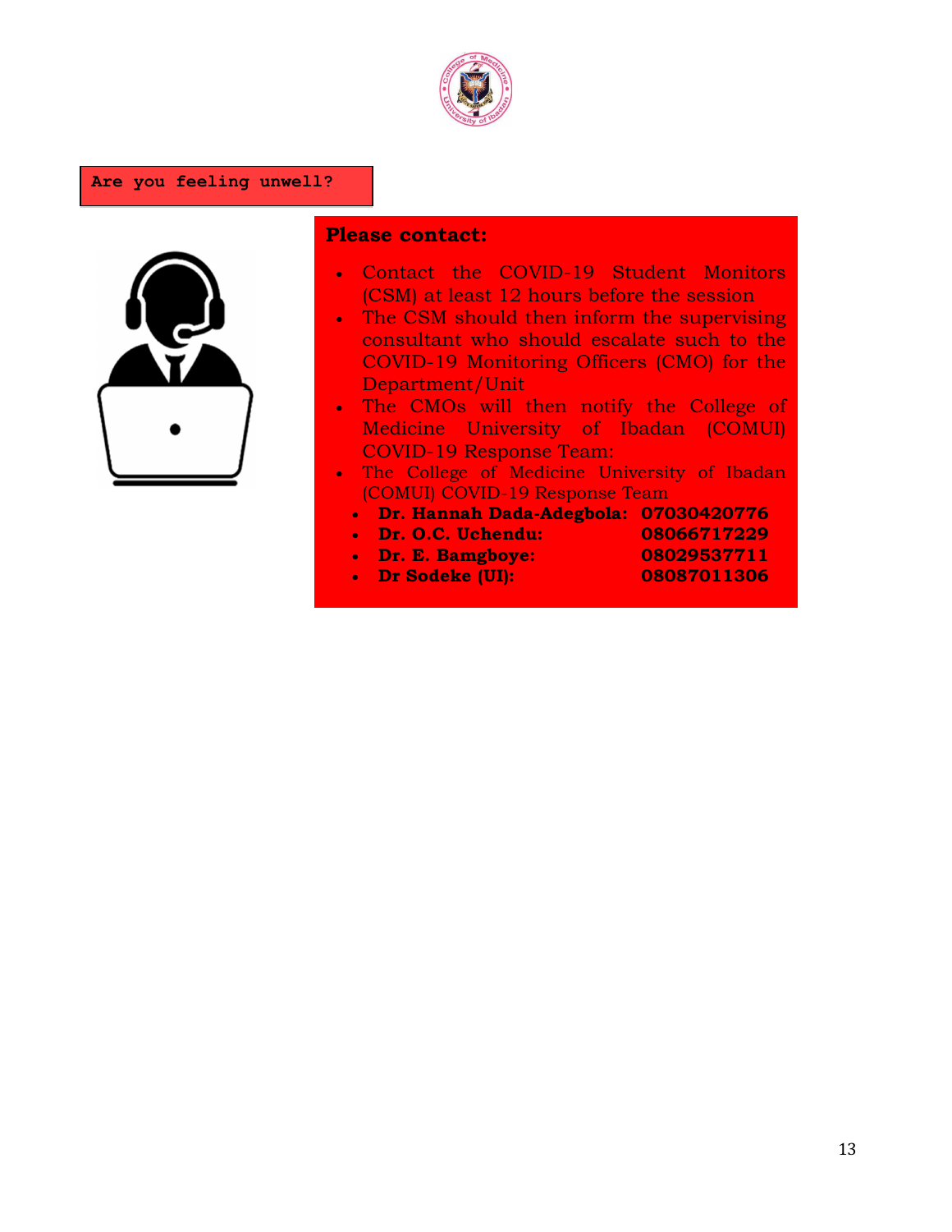**Are you feeling unwell?**

**Please contact:**

- Contact the COVID-19 Student Monitors (CSM) at least 12 hours before the session
- The CSM should then inform the supervising consultant who should escalate such to the COVID-19 Monitoring Officers (CMO) for the Department/Unit
- The CMOs will then notify the College of Medicine University of Ibadan (COMUI) COVID-19 Response Team:
- The College of Medicine University of Ibadan (COMUI) COVID-19 Response Team
  - **Dr. Hannah Dada-Adegbola: 07030420776**
  - **Dr. O.C. Uchendu: 08066717229**
  - **Dr. E. Bamgboye: 08029537711**
  - **Dr Sodeke (UI): 08087011306**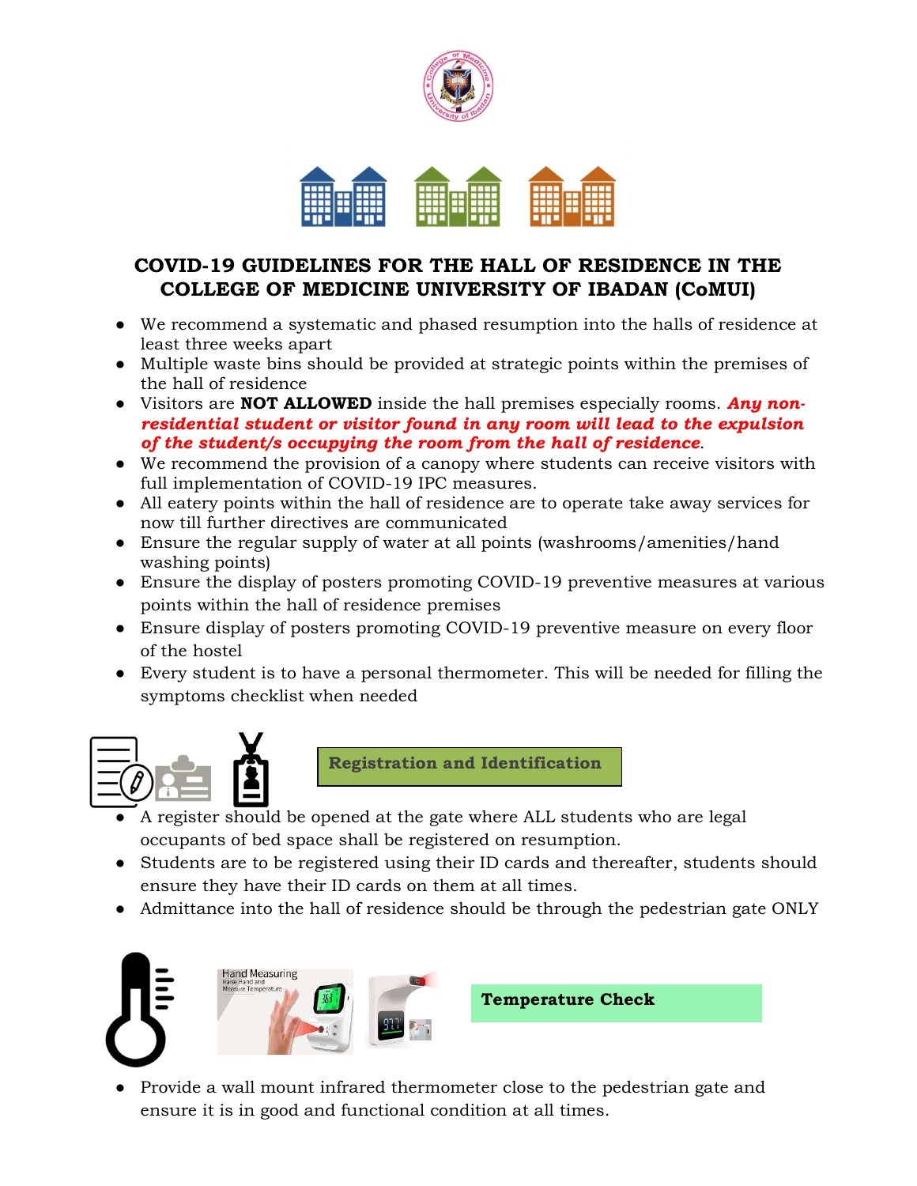# COVID-19 GUIDELINES FOR THE HALL OF RESIDENCE IN THE COLLEGE OF MEDICINE UNIVERSITY OF IBADAN (CoMUI)

- We recommend a systematic and phased resumption into the halls of residence at least three weeks apart
- Multiple waste bins should be provided at strategic points within the premises of the hall of residence
- Visitors are **NOT ALLOWED** inside the hall premises especially rooms. ***Any non-residential student or visitor found in any room will lead to the expulsion of the student/s occupying the room from the hall of residence***.
- We recommend the provision of a canopy where students can receive visitors with full implementation of COVID-19 IPC measures.
- All eatery points within the hall of residence are to operate take away services for now till further directives are communicated
- Ensure the regular supply of water at all points (washrooms/amenities/hand washing points)
- Ensure the display of posters promoting COVID-19 preventive measures at various points within the hall of residence premises
- Ensure display of posters promoting COVID-19 preventive measure on every floor of the hostel
- Every student is to have a personal thermometer. This will be needed for filling the symptoms checklist when needed

## Registration and Identification

- A register should be opened at the gate where ALL students who are legal occupants of bed space shall be registered on resumption.
- Students are to be registered using their ID cards and thereafter, students should ensure they have their ID cards on them at all times.
- Admittance into the hall of residence should be through the pedestrian gate ONLY

## Temperature Check

- Provide a wall mount infrared thermometer close to the pedestrian gate and ensure it is in good and functional condition at all times.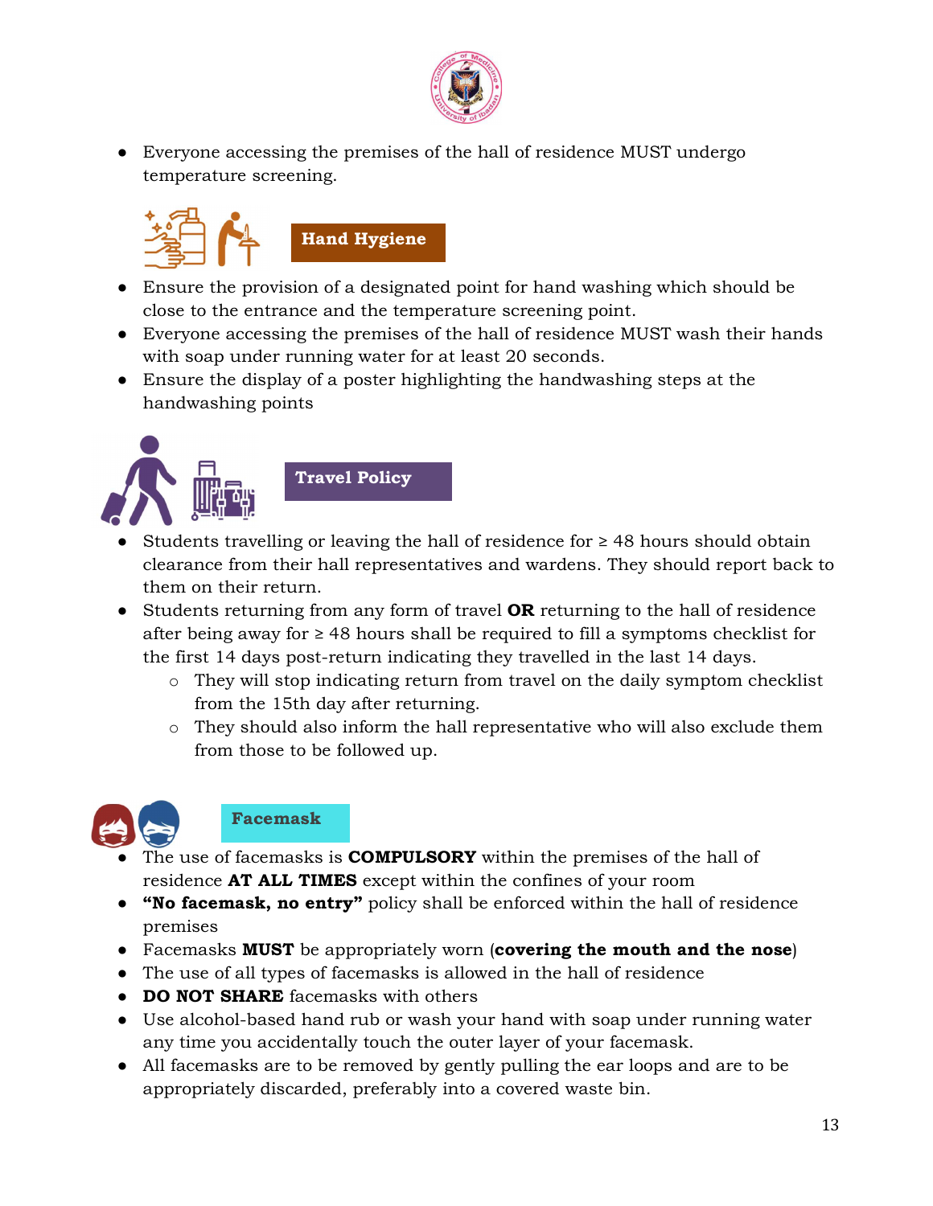- Everyone accessing the premises of the hall of residence MUST undergo temperature screening.

## Hand Hygiene

- Ensure the provision of a designated point for hand washing which should be close to the entrance and the temperature screening point.
- Everyone accessing the premises of the hall of residence MUST wash their hands with soap under running water for at least 20 seconds.
- Ensure the display of a poster highlighting the handwashing steps at the handwashing points

## Travel Policy

- Students travelling or leaving the hall of residence for ≥ 48 hours should obtain clearance from their hall representatives and wardens. They should report back to them on their return.
- Students returning from any form of travel **OR** returning to the hall of residence after being away for ≥ 48 hours shall be required to fill a symptoms checklist for the first 14 days post-return indicating they travelled in the last 14 days.
  - They will stop indicating return from travel on the daily symptom checklist from the 15th day after returning.
  - They should also inform the hall representative who will also exclude them from those to be followed up.

## Facemask

- The use of facemasks is **COMPULSORY** within the premises of the hall of residence **AT ALL TIMES** except within the confines of your room
- **"No facemask, no entry"** policy shall be enforced within the hall of residence premises
- Facemasks **MUST** be appropriately worn (**covering the mouth and the nose**)
- The use of all types of facemasks is allowed in the hall of residence
- **DO NOT SHARE** facemasks with others
- Use alcohol-based hand rub or wash your hand with soap under running water any time you accidentally touch the outer layer of your facemask.
- All facemasks are to be removed by gently pulling the ear loops and are to be appropriately discarded, preferably into a covered waste bin.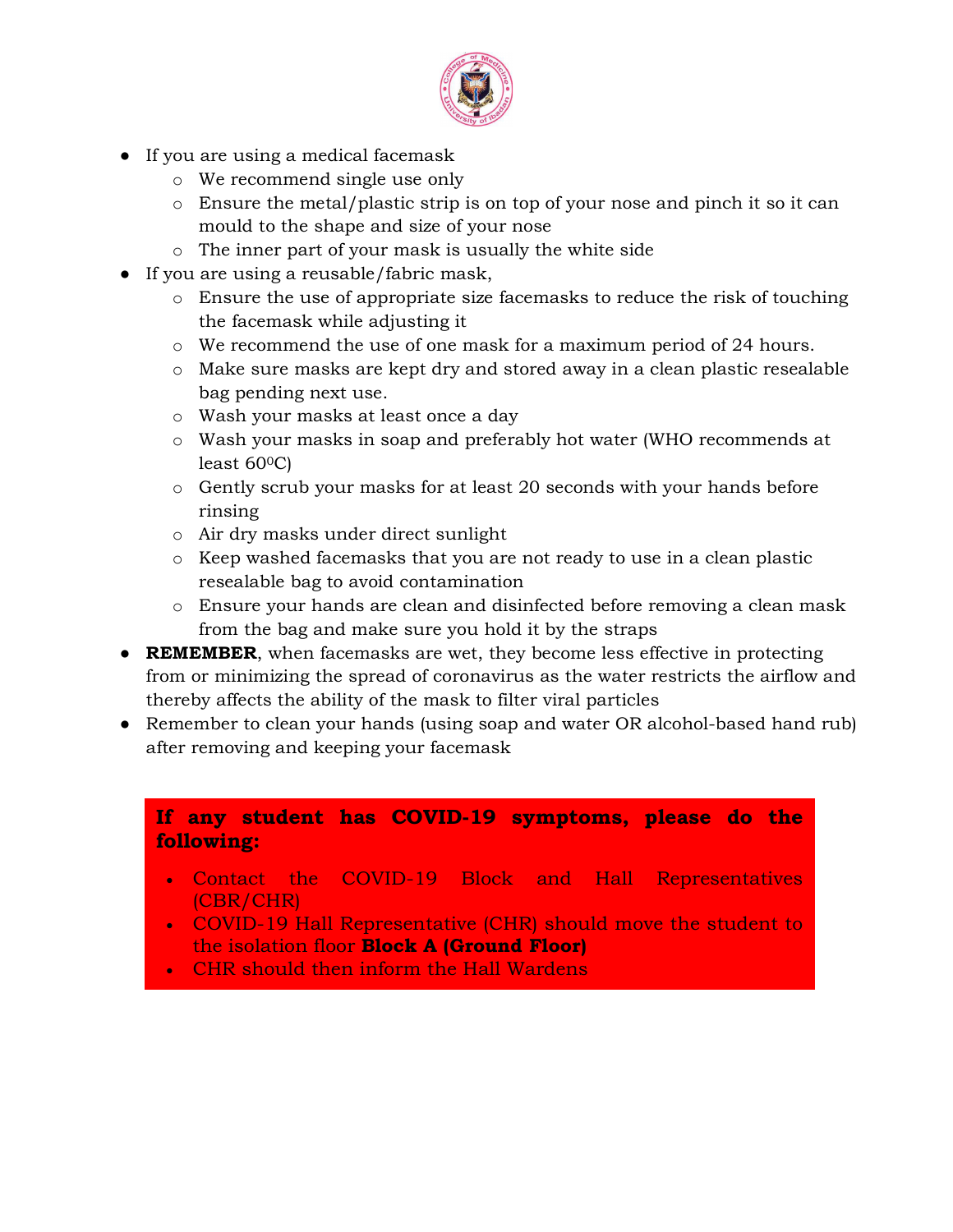- If you are using a medical facemask
  - We recommend single use only
  - Ensure the metal/plastic strip is on top of your nose and pinch it so it can mould to the shape and size of your nose
  - The inner part of your mask is usually the white side
- If you are using a reusable/fabric mask,
  - Ensure the use of appropriate size facemasks to reduce the risk of touching the facemask while adjusting it
  - We recommend the use of one mask for a maximum period of 24 hours.
  - Make sure masks are kept dry and stored away in a clean plastic resealable bag pending next use.
  - Wash your masks at least once a day
  - Wash your masks in soap and preferably hot water (WHO recommends at least $60^0$C)
  - Gently scrub your masks for at least 20 seconds with your hands before rinsing
  - Air dry masks under direct sunlight
  - Keep washed facemasks that you are not ready to use in a clean plastic resealable bag to avoid contamination
  - Ensure your hands are clean and disinfected before removing a clean mask from the bag and make sure you hold it by the straps
- **REMEMBER**, when facemasks are wet, they become less effective in protecting from or minimizing the spread of coronavirus as the water restricts the airflow and thereby affects the ability of the mask to filter viral particles
- Remember to clean your hands (using soap and water OR alcohol-based hand rub) after removing and keeping your facemask

**If any student has COVID-19 symptoms, please do the following:**

- Contact the COVID-19 Block and Hall Representatives (CBR/CHR)
- COVID-19 Hall Representative (CHR) should move the student to the isolation floor **Block A (Ground Floor)**
- CHR should then inform the Hall Wardens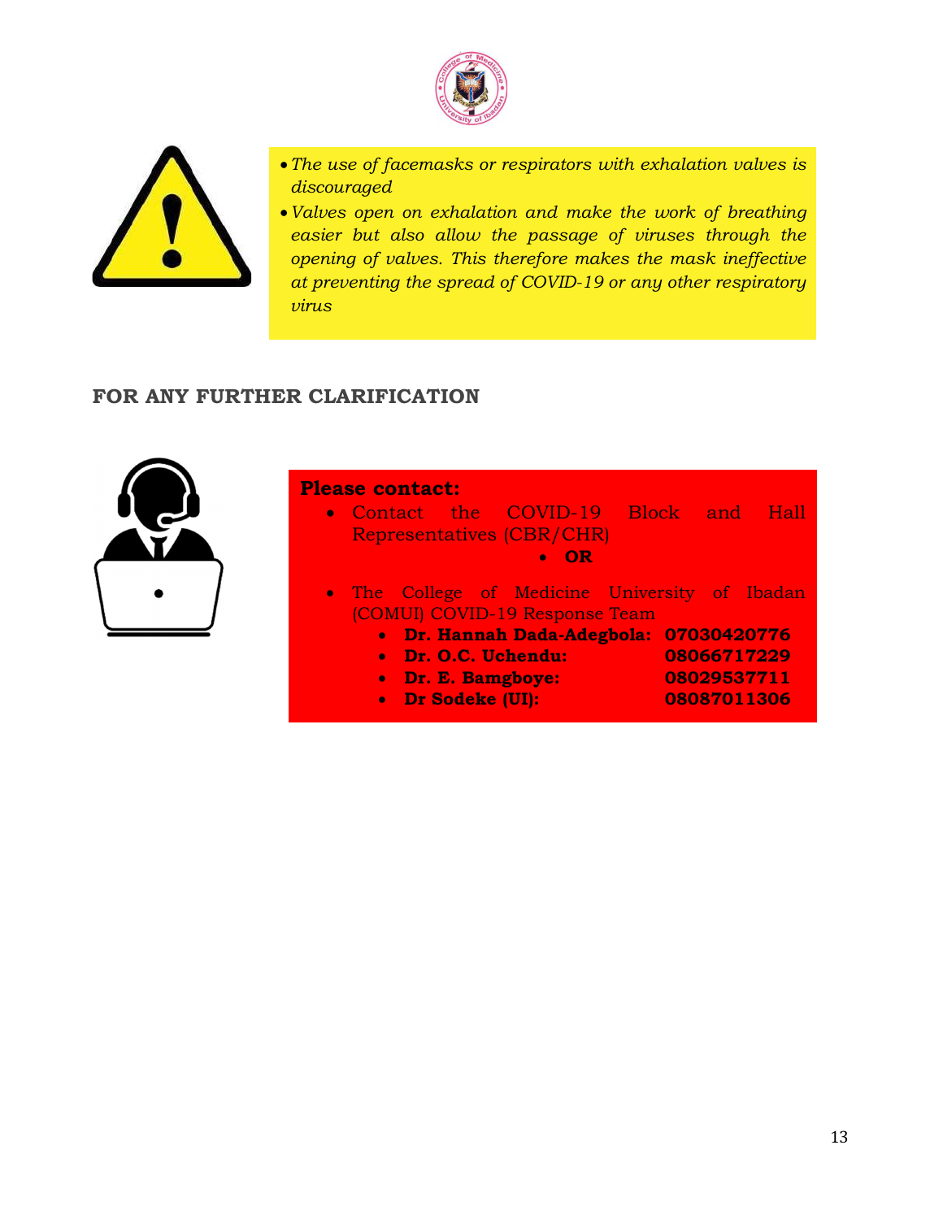- *The use of facemasks or respirators with exhalation valves is discouraged*
- *Valves open on exhalation and make the work of breathing easier but also allow the passage of viruses through the opening of valves. This therefore makes the mask ineffective at preventing the spread of COVID-19 or any other respiratory virus*

## FOR ANY FURTHER CLARIFICATION

**Please contact:**

- Contact the COVID-19 Block and Hall Representatives (CBR/CHR)
  - **OR**
- The College of Medicine University of Ibadan (COMUI) COVID-19 Response Team
  - **Dr. Hannah Dada-Adegbola: 07030420776**
  - **Dr. O.C. Uchendu: 08066717229**
  - **Dr. E. Bamgboye: 08029537711**
  - **Dr Sodeke (UI): 08087011306**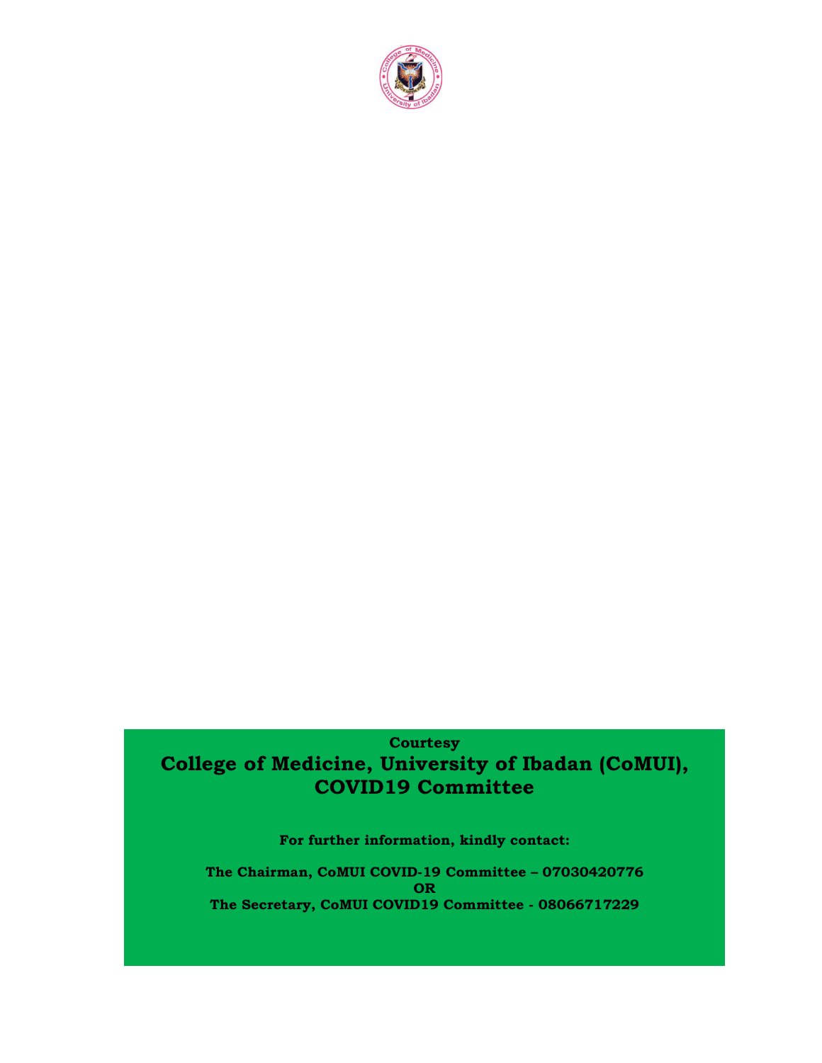**Courtesy**

## College of Medicine, University of Ibadan (CoMUI), COVID19 Committee

**For further information, kindly contact:**

**The Chairman, CoMUI COVID-19 Committee – 07030420776**
**OR**
**The Secretary, CoMUI COVID19 Committee - 08066717229**